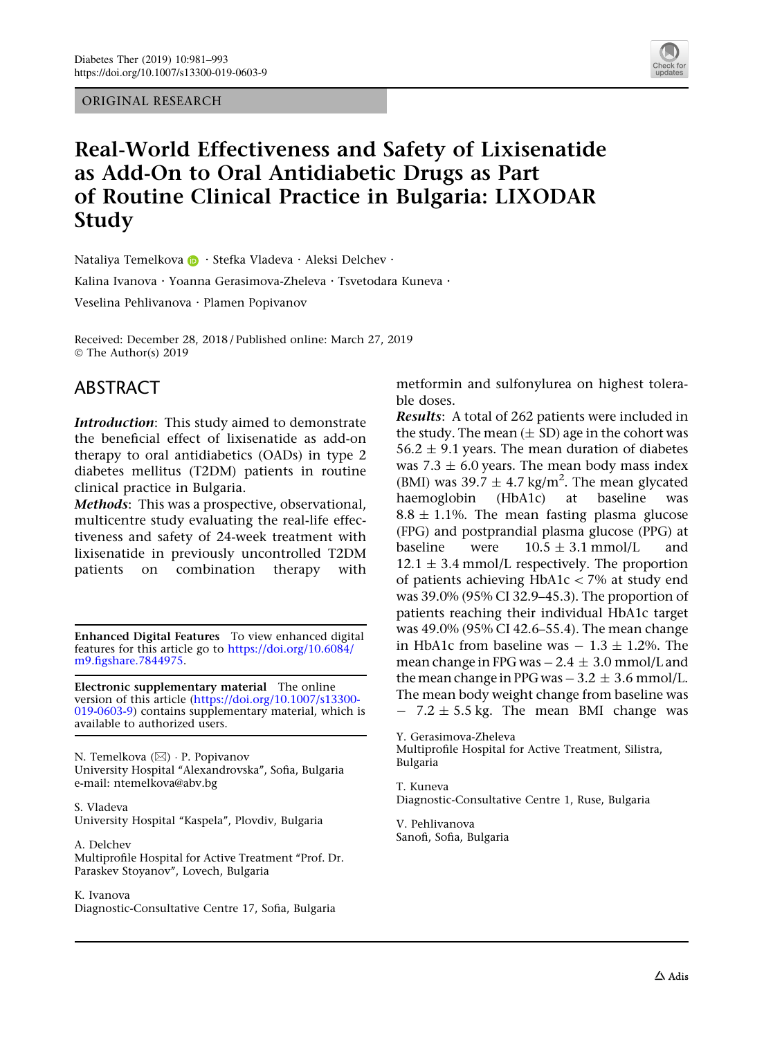ORIGINAL RESEARCH

# Real-World Effectiveness and Safety of Lixisenatide as Add-On to Oral Antidiabetic Drugs as Part of Routine Clinical Practice in Bulgaria: LIXODAR Study

Nataliya Temelkova · Stefka Vladeva · Aleksi Delchev · Kalina Ivanova · Yoanna Gerasimova-Zheleva · Tsvetodara Kuneva · Veselina Pehlivanova · Plamen Popivanov

Received: December 28, 2018 / Published online: March 27, 2019
© The Author(s) 2019

## ABSTRACT

***Introduction***: This study aimed to demonstrate the beneficial effect of lixisenatide as add-on therapy to oral antidiabetics (OADs) in type 2 diabetes mellitus (T2DM) patients in routine clinical practice in Bulgaria.

***Methods***: This was a prospective, observational, multicentre study evaluating the real-life effectiveness and safety of 24-week treatment with lixisenatide in previously uncontrolled T2DM patients on combination therapy with metformin and sulfonylurea on highest tolerable doses.

***Results***: A total of 262 patients were included in the study. The mean (± SD) age in the cohort was 56.2 ± 9.1 years. The mean duration of diabetes was 7.3 ± 6.0 years. The mean body mass index (BMI) was 39.7 ± 4.7 kg/m$^2$. The mean glycated haemoglobin (HbA1c) at baseline was 8.8 ± 1.1%. The mean fasting plasma glucose (FPG) and postprandial plasma glucose (PPG) at baseline were 10.5 ± 3.1 mmol/L and 12.1 ± 3.4 mmol/L respectively. The proportion of patients achieving HbA1c < 7% at study end was 39.0% (95% CI 32.9–45.3). The proportion of patients reaching their individual HbA1c target was 49.0% (95% CI 42.6–55.4). The mean change in HbA1c from baseline was − 1.3 ± 1.2%. The mean change in FPG was − 2.4 ± 3.0 mmol/L and the mean change in PPG was − 3.2 ± 3.6 mmol/L. The mean body weight change from baseline was − 7.2 ± 5.5 kg. The mean BMI change was

**Enhanced Digital Features** To view enhanced digital features for this article go to https://doi.org/10.6084/m9.figshare.7844975.

**Electronic supplementary material** The online version of this article (https://doi.org/10.1007/s13300-019-0603-9) contains supplementary material, which is available to authorized users.

N. Temelkova (✉) · P. Popivanov
University Hospital "Alexandrovska", Sofia, Bulgaria
e-mail: ntemelkova@abv.bg

S. Vladeva
University Hospital "Kaspela", Plovdiv, Bulgaria

A. Delchev
Multiprofile Hospital for Active Treatment "Prof. Dr. Paraskev Stoyanov", Lovech, Bulgaria

K. Ivanova
Diagnostic-Consultative Centre 17, Sofia, Bulgaria

Y. Gerasimova-Zheleva
Multiprofile Hospital for Active Treatment, Silistra, Bulgaria

T. Kuneva
Diagnostic-Consultative Centre 1, Ruse, Bulgaria

V. Pehlivanova
Sanofi, Sofia, Bulgaria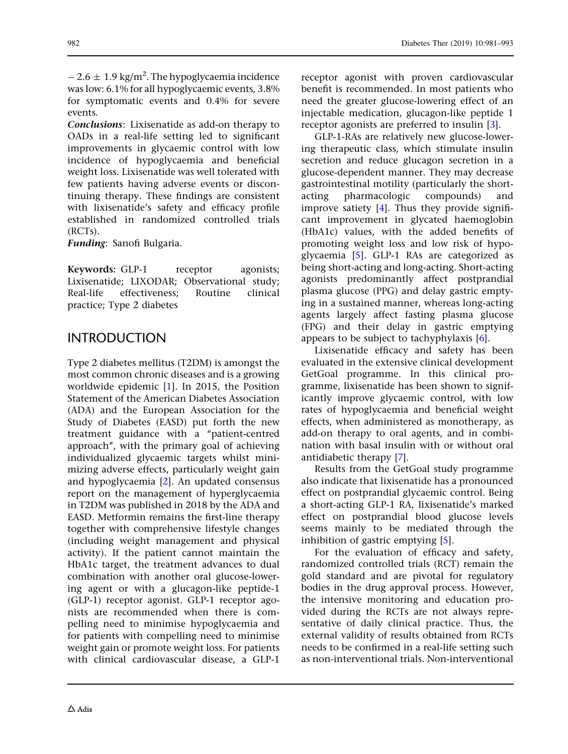$- 2.6 \pm 1.9$ kg/m$^2$. The hypoglycaemia incidence was low: 6.1% for all hypoglycaemic events, 3.8% for symptomatic events and 0.4% for severe events.

***Conclusions***: Lixisenatide as add-on therapy to OADs in a real-life setting led to significant improvements in glycaemic control with low incidence of hypoglycaemia and beneficial weight loss. Lixisenatide was well tolerated with few patients having adverse events or discontinuing therapy. These findings are consistent with lixisenatide's safety and efficacy profile established in randomized controlled trials (RCTs).

***Funding***: Sanofi Bulgaria.

**Keywords:** GLP-1 receptor agonists; Lixisenatide; LIXODAR; Observational study; Real-life effectiveness; Routine clinical practice; Type 2 diabetes

## INTRODUCTION

Type 2 diabetes mellitus (T2DM) is amongst the most common chronic diseases and is a growing worldwide epidemic [1]. In 2015, the Position Statement of the American Diabetes Association (ADA) and the European Association for the Study of Diabetes (EASD) put forth the new treatment guidance with a "patient-centred approach", with the primary goal of achieving individualized glycaemic targets whilst minimizing adverse effects, particularly weight gain and hypoglycaemia [2]. An updated consensus report on the management of hyperglycaemia in T2DM was published in 2018 by the ADA and EASD. Metformin remains the first-line therapy together with comprehensive lifestyle changes (including weight management and physical activity). If the patient cannot maintain the HbA1c target, the treatment advances to dual combination with another oral glucose-lowering agent or with a glucagon-like peptide-1 (GLP-1) receptor agonist. GLP-1 receptor agonists are recommended when there is compelling need to minimise hypoglycaemia and for patients with compelling need to minimise weight gain or promote weight loss. For patients with clinical cardiovascular disease, a GLP-1 receptor agonist with proven cardiovascular benefit is recommended. In most patients who need the greater glucose-lowering effect of an injectable medication, glucagon-like peptide 1 receptor agonists are preferred to insulin [3].

GLP-1-RAs are relatively new glucose-lowering therapeutic class, which stimulate insulin secretion and reduce glucagon secretion in a glucose-dependent manner. They may decrease gastrointestinal motility (particularly the short-acting pharmacologic compounds) and improve satiety [4]. Thus they provide significant improvement in glycated haemoglobin (HbA1c) values, with the added benefits of promoting weight loss and low risk of hypoglycaemia [5]. GLP-1 RAs are categorized as being short-acting and long-acting. Short-acting agonists predominantly affect postprandial plasma glucose (PPG) and delay gastric emptying in a sustained manner, whereas long-acting agents largely affect fasting plasma glucose (FPG) and their delay in gastric emptying appears to be subject to tachyphylaxis [6].

Lixisenatide efficacy and safety has been evaluated in the extensive clinical development GetGoal programme. In this clinical programme, lixisenatide has been shown to significantly improve glycaemic control, with low rates of hypoglycaemia and beneficial weight effects, when administered as monotherapy, as add-on therapy to oral agents, and in combination with basal insulin with or without oral antidiabetic therapy [7].

Results from the GetGoal study programme also indicate that lixisenatide has a pronounced effect on postprandial glycaemic control. Being a short-acting GLP-1 RA, lixisenatide's marked effect on postprandial blood glucose levels seems mainly to be mediated through the inhibition of gastric emptying [5].

For the evaluation of efficacy and safety, randomized controlled trials (RCT) remain the gold standard and are pivotal for regulatory bodies in the drug approval process. However, the intensive monitoring and education provided during the RCTs are not always representative of daily clinical practice. Thus, the external validity of results obtained from RCTs needs to be confirmed in a real-life setting such as non-interventional trials. Non-interventional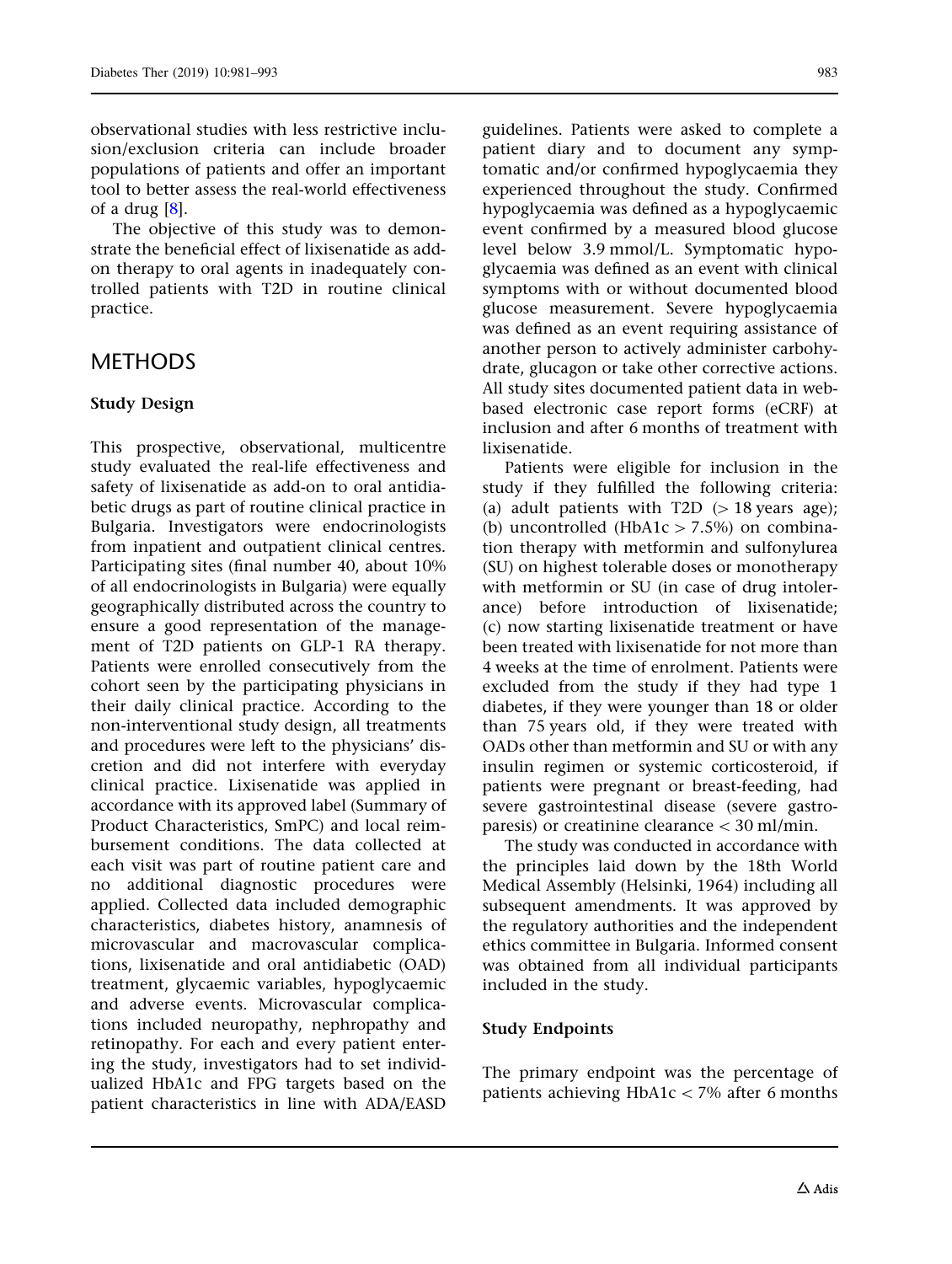observational studies with less restrictive inclusion/exclusion criteria can include broader populations of patients and offer an important tool to better assess the real-world effectiveness of a drug [8].

The objective of this study was to demonstrate the beneficial effect of lixisenatide as add-on therapy to oral agents in inadequately controlled patients with T2D in routine clinical practice.

## METHODS

### Study Design

This prospective, observational, multicentre study evaluated the real-life effectiveness and safety of lixisenatide as add-on to oral antidiabetic drugs as part of routine clinical practice in Bulgaria. Investigators were endocrinologists from inpatient and outpatient clinical centres. Participating sites (final number 40, about 10% of all endocrinologists in Bulgaria) were equally geographically distributed across the country to ensure a good representation of the management of T2D patients on GLP-1 RA therapy. Patients were enrolled consecutively from the cohort seen by the participating physicians in their daily clinical practice. According to the non-interventional study design, all treatments and procedures were left to the physicians' discretion and did not interfere with everyday clinical practice. Lixisenatide was applied in accordance with its approved label (Summary of Product Characteristics, SmPC) and local reimbursement conditions. The data collected at each visit was part of routine patient care and no additional diagnostic procedures were applied. Collected data included demographic characteristics, diabetes history, anamnesis of microvascular and macrovascular complications, lixisenatide and oral antidiabetic (OAD) treatment, glycaemic variables, hypoglycaemic and adverse events. Microvascular complications included neuropathy, nephropathy and retinopathy. For each and every patient entering the study, investigators had to set individualized HbA1c and FPG targets based on the patient characteristics in line with ADA/EASD guidelines. Patients were asked to complete a patient diary and to document any symptomatic and/or confirmed hypoglycaemia they experienced throughout the study. Confirmed hypoglycaemia was defined as a hypoglycaemic event confirmed by a measured blood glucose level below 3.9 mmol/L. Symptomatic hypoglycaemia was defined as an event with clinical symptoms with or without documented blood glucose measurement. Severe hypoglycaemia was defined as an event requiring assistance of another person to actively administer carbohydrate, glucagon or take other corrective actions. All study sites documented patient data in web-based electronic case report forms (eCRF) at inclusion and after 6 months of treatment with lixisenatide.

Patients were eligible for inclusion in the study if they fulfilled the following criteria: (a) adult patients with T2D ($>$ 18 years age); (b) uncontrolled (HbA1c $>$ 7.5%) on combination therapy with metformin and sulfonylurea (SU) on highest tolerable doses or monotherapy with metformin or SU (in case of drug intolerance) before introduction of lixisenatide; (c) now starting lixisenatide treatment or have been treated with lixisenatide for not more than 4 weeks at the time of enrolment. Patients were excluded from the study if they had type 1 diabetes, if they were younger than 18 or older than 75 years old, if they were treated with OADs other than metformin and SU or with any insulin regimen or systemic corticosteroid, if patients were pregnant or breast-feeding, had severe gastrointestinal disease (severe gastroparesis) or creatinine clearance $<$ 30 ml/min.

The study was conducted in accordance with the principles laid down by the 18th World Medical Assembly (Helsinki, 1964) including all subsequent amendments. It was approved by the regulatory authorities and the independent ethics committee in Bulgaria. Informed consent was obtained from all individual participants included in the study.

### Study Endpoints

The primary endpoint was the percentage of patients achieving HbA1c $<$ 7% after 6 months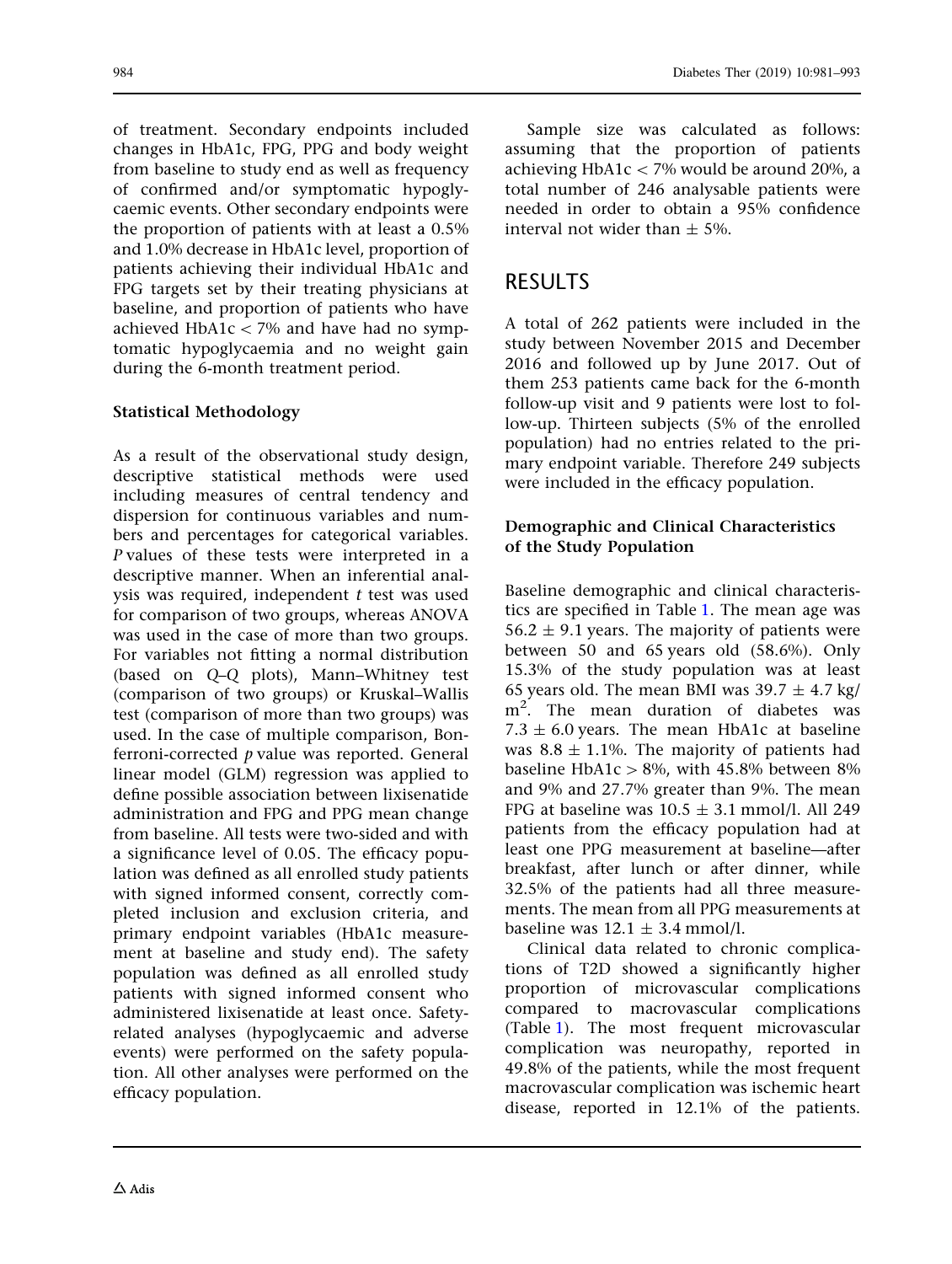of treatment. Secondary endpoints included changes in HbA1c, FPG, PPG and body weight from baseline to study end as well as frequency of confirmed and/or symptomatic hypoglycaemic events. Other secondary endpoints were the proportion of patients with at least a 0.5% and 1.0% decrease in HbA1c level, proportion of patients achieving their individual HbA1c and FPG targets set by their treating physicians at baseline, and proportion of patients who have achieved HbA1c < 7% and have had no symptomatic hypoglycaemia and no weight gain during the 6-month treatment period.

### Statistical Methodology

As a result of the observational study design, descriptive statistical methods were used including measures of central tendency and dispersion for continuous variables and numbers and percentages for categorical variables. *P* values of these tests were interpreted in a descriptive manner. When an inferential analysis was required, independent *t* test was used for comparison of two groups, whereas ANOVA was used in the case of more than two groups. For variables not fitting a normal distribution (based on *Q*–*Q* plots), Mann–Whitney test (comparison of two groups) or Kruskal–Wallis test (comparison of more than two groups) was used. In the case of multiple comparison, Bonferroni-corrected *p* value was reported. General linear model (GLM) regression was applied to define possible association between lixisenatide administration and FPG and PPG mean change from baseline. All tests were two-sided and with a significance level of 0.05. The efficacy population was defined as all enrolled study patients with signed informed consent, correctly completed inclusion and exclusion criteria, and primary endpoint variables (HbA1c measurement at baseline and study end). The safety population was defined as all enrolled study patients with signed informed consent who administered lixisenatide at least once. Safety-related analyses (hypoglycaemic and adverse events) were performed on the safety population. All other analyses were performed on the efficacy population.

Sample size was calculated as follows: assuming that the proportion of patients achieving HbA1c < 7% would be around 20%, a total number of 246 analysable patients were needed in order to obtain a 95% confidence interval not wider than ± 5%.

## RESULTS

A total of 262 patients were included in the study between November 2015 and December 2016 and followed up by June 2017. Out of them 253 patients came back for the 6-month follow-up visit and 9 patients were lost to follow-up. Thirteen subjects (5% of the enrolled population) had no entries related to the primary endpoint variable. Therefore 249 subjects were included in the efficacy population.

### Demographic and Clinical Characteristics of the Study Population

Baseline demographic and clinical characteristics are specified in Table 1. The mean age was 56.2 ± 9.1 years. The majority of patients were between 50 and 65 years old (58.6%). Only 15.3% of the study population was at least 65 years old. The mean BMI was 39.7 ± 4.7 kg/m$^2$. The mean duration of diabetes was 7.3 ± 6.0 years. The mean HbA1c at baseline was 8.8 ± 1.1%. The majority of patients had baseline HbA1c > 8%, with 45.8% between 8% and 9% and 27.7% greater than 9%. The mean FPG at baseline was 10.5 ± 3.1 mmol/l. All 249 patients from the efficacy population had at least one PPG measurement at baseline—after breakfast, after lunch or after dinner, while 32.5% of the patients had all three measurements. The mean from all PPG measurements at baseline was 12.1 ± 3.4 mmol/l.

Clinical data related to chronic complications of T2D showed a significantly higher proportion of microvascular complications compared to macrovascular complications (Table 1). The most frequent microvascular complication was neuropathy, reported in 49.8% of the patients, while the most frequent macrovascular complication was ischemic heart disease, reported in 12.1% of the patients.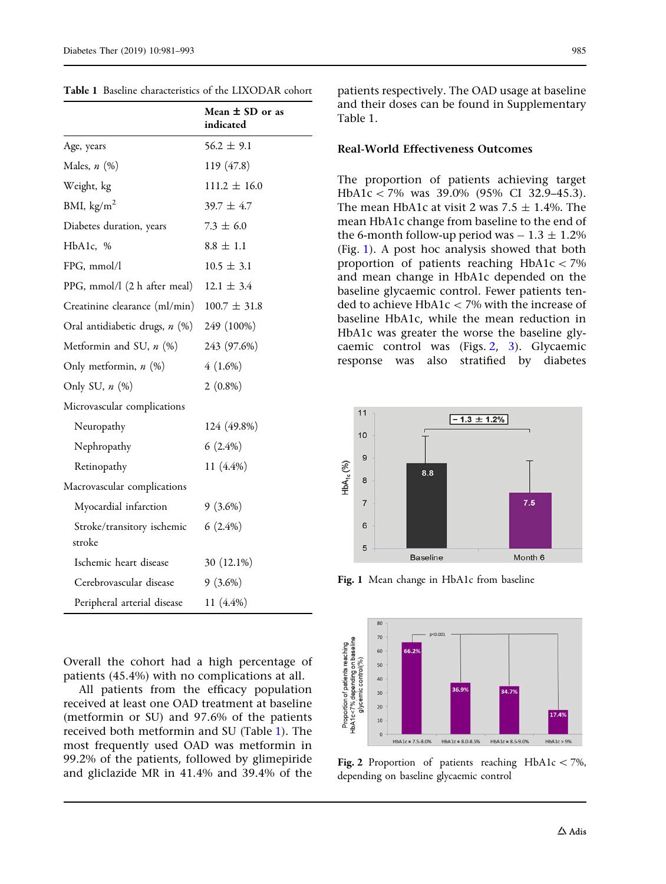**Table 1** Baseline characteristics of the LIXODAR cohort

| | Mean ± SD or as indicated |
|---|---|
| Age, years | 56.2 ± 9.1 |
| Males, *n* (%) | 119 (47.8) |
| Weight, kg | 111.2 ± 16.0 |
| BMI, kg/m$^2$ | 39.7 ± 4.7 |
| Diabetes duration, years | 7.3 ± 6.0 |
| HbA1c, % | 8.8 ± 1.1 |
| FPG, mmol/l | 10.5 ± 3.1 |
| PPG, mmol/l (2 h after meal) | 12.1 ± 3.4 |
| Creatinine clearance (ml/min) | 100.7 ± 31.8 |
| Oral antidiabetic drugs, *n* (%) | 249 (100%) |
| Metformin and SU, *n* (%) | 243 (97.6%) |
| Only metformin, *n* (%) | 4 (1.6%) |
| Only SU, *n* (%) | 2 (0.8%) |
| Microvascular complications | |
| Neuropathy | 124 (49.8%) |
| Nephropathy | 6 (2.4%) |
| Retinopathy | 11 (4.4%) |
| Macrovascular complications | |
| Myocardial infarction | 9 (3.6%) |
| Stroke/transitory ischemic stroke | 6 (2.4%) |
| Ischemic heart disease | 30 (12.1%) |
| Cerebrovascular disease | 9 (3.6%) |
| Peripheral arterial disease | 11 (4.4%) |

Overall the cohort had a high percentage of patients (45.4%) with no complications at all.

All patients from the efficacy population received at least one OAD treatment at baseline (metformin or SU) and 97.6% of the patients received both metformin and SU (Table 1). The most frequently used OAD was metformin in 99.2% of the patients, followed by glimepiride and gliclazide MR in 41.4% and 39.4% of the patients respectively. The OAD usage at baseline and their doses can be found in Supplementary Table 1.

### Real-World Effectiveness Outcomes

The proportion of patients achieving target HbA1c < 7% was 39.0% (95% CI 32.9–45.3). The mean HbA1c at visit 2 was 7.5 ± 1.4%. The mean HbA1c change from baseline to the end of the 6-month follow-up period was − 1.3 ± 1.2% (Fig. 1). A post hoc analysis showed that both proportion of patients reaching HbA1c < 7% and mean change in HbA1c depended on the baseline glycaemic control. Fewer patients tended to achieve HbA1c < 7% with the increase of baseline HbA1c, while the mean reduction in HbA1c was greater the worse the baseline glycaemic control was (Figs. 2, 3). Glycaemic response was also stratified by diabetes

**Fig. 1** Mean change in HbA1c from baseline

**Fig. 2** Proportion of patients reaching HbA1c < 7%, depending on baseline glycaemic control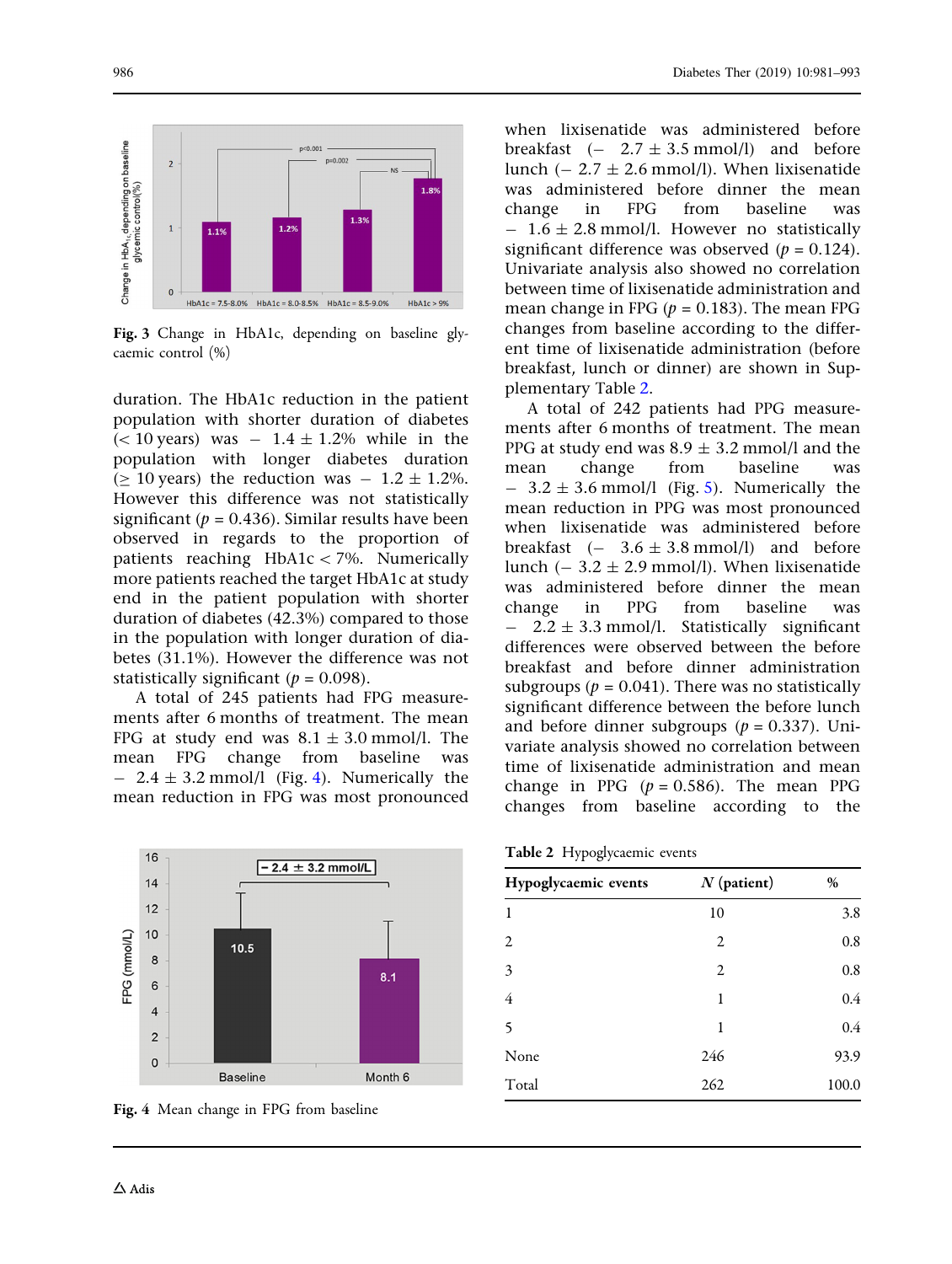Fig. 3 Change in HbA1c, depending on baseline glycaemic control (%)

duration. The HbA1c reduction in the patient population with shorter duration of diabetes (< 10 years) was − 1.4 ± 1.2% while in the population with longer diabetes duration (≥ 10 years) the reduction was − 1.2 ± 1.2%. However this difference was not statistically significant ($p = 0.436$). Similar results have been observed in regards to the proportion of patients reaching HbA1c < 7%. Numerically more patients reached the target HbA1c at study end in the patient population with shorter duration of diabetes (42.3%) compared to those in the population with longer duration of diabetes (31.1%). However the difference was not statistically significant ($p = 0.098$).

A total of 245 patients had FPG measurements after 6 months of treatment. The mean FPG at study end was 8.1 ± 3.0 mmol/l. The mean FPG change from baseline was − 2.4 ± 3.2 mmol/l (Fig. 4). Numerically the mean reduction in FPG was most pronounced when lixisenatide was administered before breakfast (− 2.7 ± 3.5 mmol/l) and before lunch (− 2.7 ± 2.6 mmol/l). When lixisenatide was administered before dinner the mean change in FPG from baseline was − 1.6 ± 2.8 mmol/l. However no statistically significant difference was observed ($p = 0.124$). Univariate analysis also showed no correlation between time of lixisenatide administration and mean change in FPG ($p = 0.183$). The mean FPG changes from baseline according to the different time of lixisenatide administration (before breakfast, lunch or dinner) are shown in Supplementary Table 2.

A total of 242 patients had PPG measurements after 6 months of treatment. The mean PPG at study end was 8.9 ± 3.2 mmol/l and the mean change from baseline was − 3.2 ± 3.6 mmol/l (Fig. 5). Numerically the mean reduction in PPG was most pronounced when lixisenatide was administered before breakfast (− 3.6 ± 3.8 mmol/l) and before lunch (− 3.2 ± 2.9 mmol/l). When lixisenatide was administered before dinner the mean change in PPG from baseline was − 2.2 ± 3.3 mmol/l. Statistically significant differences were observed between the before breakfast and before dinner administration subgroups ($p = 0.041$). There was no statistically significant difference between the before lunch and before dinner subgroups ($p = 0.337$). Univariate analysis showed no correlation between time of lixisenatide administration and mean change in PPG ($p = 0.586$). The mean PPG changes from baseline according to the

Fig. 4 Mean change in FPG from baseline

Table 2 Hypoglycaemic events

| Hypoglycaemic events | N (patient) | % |
|---|---|---|
| 1 | 10 | 3.8 |
| 2 | 2 | 0.8 |
| 3 | 2 | 0.8 |
| 4 | 1 | 0.4 |
| 5 | 1 | 0.4 |
| None | 246 | 93.9 |
| Total | 262 | 100.0 |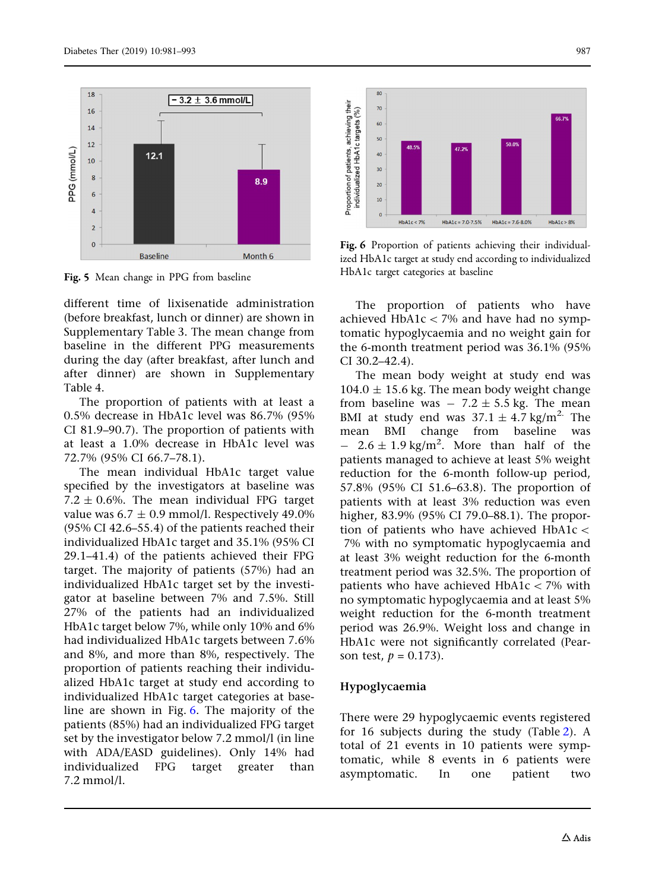Fig. 5 Mean change in PPG from baseline

Fig. 6 Proportion of patients achieving their individualized HbA1c target at study end according to individualized HbA1c target categories at baseline

different time of lixisenatide administration (before breakfast, lunch or dinner) are shown in Supplementary Table 3. The mean change from baseline in the different PPG measurements during the day (after breakfast, after lunch and after dinner) are shown in Supplementary Table 4.

The proportion of patients with at least a 0.5% decrease in HbA1c level was 86.7% (95% CI 81.9–90.7). The proportion of patients with at least a 1.0% decrease in HbA1c level was 72.7% (95% CI 66.7–78.1).

The mean individual HbA1c target value specified by the investigators at baseline was 7.2 ± 0.6%. The mean individual FPG target value was 6.7 ± 0.9 mmol/l. Respectively 49.0% (95% CI 42.6–55.4) of the patients reached their individualized HbA1c target and 35.1% (95% CI 29.1–41.4) of the patients achieved their FPG target. The majority of patients (57%) had an individualized HbA1c target set by the investigator at baseline between 7% and 7.5%. Still 27% of the patients had an individualized HbA1c target below 7%, while only 10% and 6% had individualized HbA1c targets between 7.6% and 8%, and more than 8%, respectively. The proportion of patients reaching their individualized HbA1c target at study end according to individualized HbA1c target categories at baseline are shown in Fig. 6. The majority of the patients (85%) had an individualized FPG target set by the investigator below 7.2 mmol/l (in line with ADA/EASD guidelines). Only 14% had individualized FPG target greater than 7.2 mmol/l.

The proportion of patients who have achieved HbA1c < 7% and have had no symptomatic hypoglycaemia and no weight gain for the 6-month treatment period was 36.1% (95% CI 30.2–42.4).

The mean body weight at study end was 104.0 ± 15.6 kg. The mean body weight change from baseline was − 7.2 ± 5.5 kg. The mean BMI at study end was 37.1 ± 4.7 kg/m$^2$. The mean BMI change from baseline was − 2.6 ± 1.9 kg/m$^2$. More than half of the patients managed to achieve at least 5% weight reduction for the 6-month follow-up period, 57.8% (95% CI 51.6–63.8). The proportion of patients with at least 3% reduction was even higher, 83.9% (95% CI 79.0–88.1). The proportion of patients who have achieved HbA1c < 7% with no symptomatic hypoglycaemia and at least 3% weight reduction for the 6-month treatment period was 32.5%. The proportion of patients who have achieved HbA1c < 7% with no symptomatic hypoglycaemia and at least 5% weight reduction for the 6-month treatment period was 26.9%. Weight loss and change in HbA1c were not significantly correlated (Pearson test, $p = 0.173$).

## Hypoglycaemia

There were 29 hypoglycaemic events registered for 16 subjects during the study (Table 2). A total of 21 events in 10 patients were symptomatic, while 8 events in 6 patients were asymptomatic. In one patient two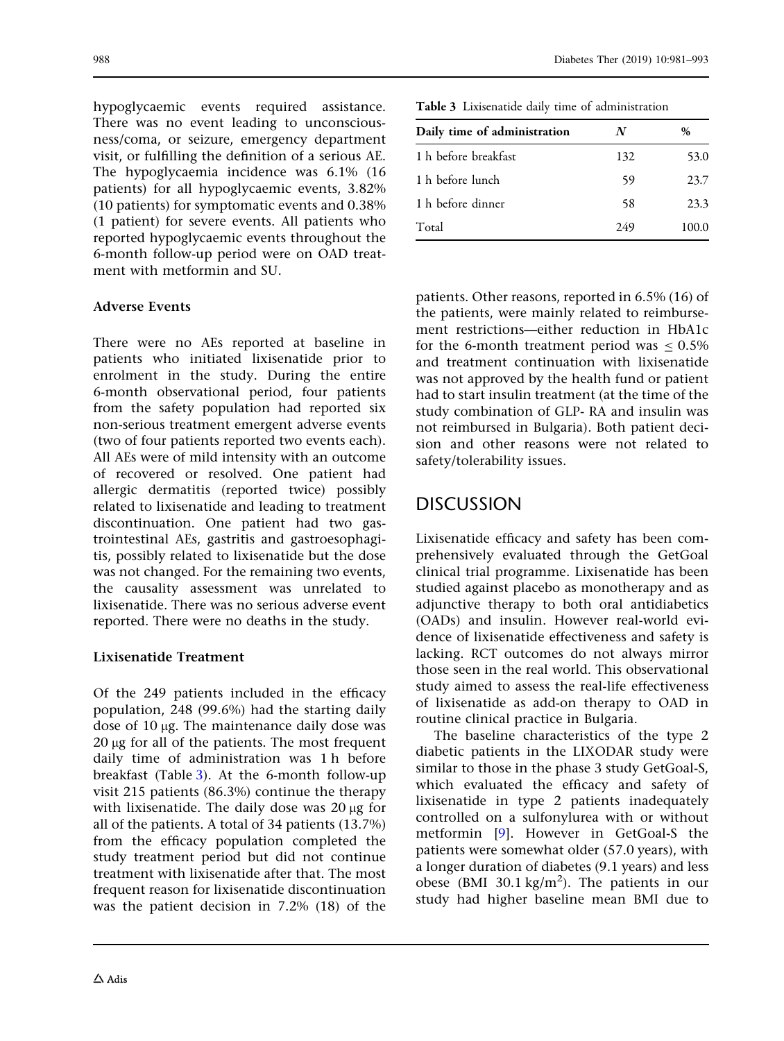hypoglycaemic events required assistance. There was no event leading to unconsciousness/coma, or seizure, emergency department visit, or fulfilling the definition of a serious AE. The hypoglycaemia incidence was 6.1% (16 patients) for all hypoglycaemic events, 3.82% (10 patients) for symptomatic events and 0.38% (1 patient) for severe events. All patients who reported hypoglycaemic events throughout the 6-month follow-up period were on OAD treatment with metformin and SU.

### Adverse Events

There were no AEs reported at baseline in patients who initiated lixisenatide prior to enrolment in the study. During the entire 6-month observational period, four patients from the safety population had reported six non-serious treatment emergent adverse events (two of four patients reported two events each). All AEs were of mild intensity with an outcome of recovered or resolved. One patient had allergic dermatitis (reported twice) possibly related to lixisenatide and leading to treatment discontinuation. One patient had two gastrointestinal AEs, gastritis and gastroesophagitis, possibly related to lixisenatide but the dose was not changed. For the remaining two events, the causality assessment was unrelated to lixisenatide. There was no serious adverse event reported. There were no deaths in the study.

### Lixisenatide Treatment

Of the 249 patients included in the efficacy population, 248 (99.6%) had the starting daily dose of 10 μg. The maintenance daily dose was 20 μg for all of the patients. The most frequent daily time of administration was 1 h before breakfast (Table 3). At the 6-month follow-up visit 215 patients (86.3%) continue the therapy with lixisenatide. The daily dose was 20 μg for all of the patients. A total of 34 patients (13.7%) from the efficacy population completed the study treatment period but did not continue treatment with lixisenatide after that. The most frequent reason for lixisenatide discontinuation was the patient decision in 7.2% (18) of the patients. Other reasons, reported in 6.5% (16) of the patients, were mainly related to reimbursement restrictions—either reduction in HbA1c for the 6-month treatment period was ≤ 0.5% and treatment continuation with lixisenatide was not approved by the health fund or patient had to start insulin treatment (at the time of the study combination of GLP- RA and insulin was not reimbursed in Bulgaria). Both patient decision and other reasons were not related to safety/tolerability issues.

**Table 3** Lixisenatide daily time of administration

| Daily time of administration | N | % |
|---|---|---|
| 1 h before breakfast | 132 | 53.0 |
| 1 h before lunch | 59 | 23.7 |
| 1 h before dinner | 58 | 23.3 |
| Total | 249 | 100.0 |

## DISCUSSION

Lixisenatide efficacy and safety has been comprehensively evaluated through the GetGoal clinical trial programme. Lixisenatide has been studied against placebo as monotherapy and as adjunctive therapy to both oral antidiabetics (OADs) and insulin. However real-world evidence of lixisenatide effectiveness and safety is lacking. RCT outcomes do not always mirror those seen in the real world. This observational study aimed to assess the real-life effectiveness of lixisenatide as add-on therapy to OAD in routine clinical practice in Bulgaria.

The baseline characteristics of the type 2 diabetic patients in the LIXODAR study were similar to those in the phase 3 study GetGoal-S, which evaluated the efficacy and safety of lixisenatide in type 2 patients inadequately controlled on a sulfonylurea with or without metformin [9]. However in GetGoal-S the patients were somewhat older (57.0 years), with a longer duration of diabetes (9.1 years) and less obese (BMI 30.1 $kg/m^2$). The patients in our study had higher baseline mean BMI due to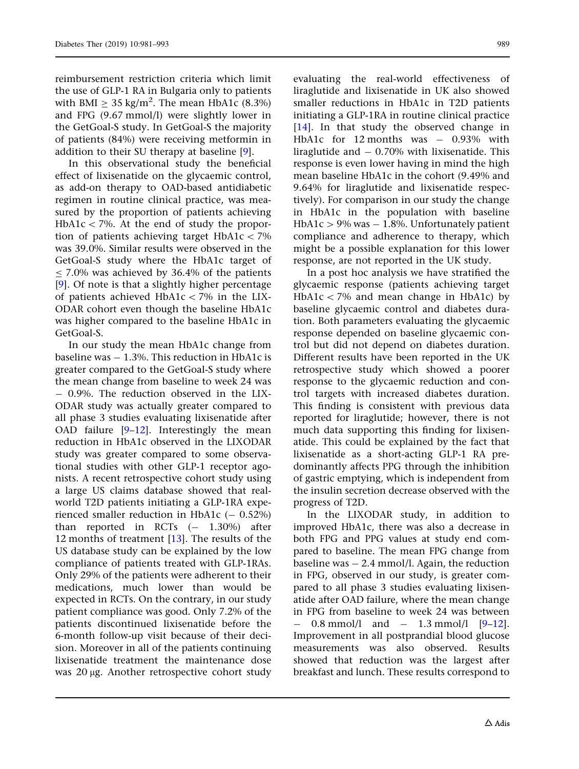reimbursement restriction criteria which limit the use of GLP-1 RA in Bulgaria only to patients with BMI $\geq$ 35 kg/m$^2$. The mean HbA1c (8.3%) and FPG (9.67 mmol/l) were slightly lower in the GetGoal-S study. In GetGoal-S the majority of patients (84%) were receiving metformin in addition to their SU therapy at baseline [9].

In this observational study the beneficial effect of lixisenatide on the glycaemic control, as add-on therapy to OAD-based antidiabetic regimen in routine clinical practice, was measured by the proportion of patients achieving HbA1c < 7%. At the end of study the proportion of patients achieving target HbA1c < 7% was 39.0%. Similar results were observed in the GetGoal-S study where the HbA1c target of $\leq$ 7.0% was achieved by 36.4% of the patients [9]. Of note is that a slightly higher percentage of patients achieved HbA1c < 7% in the LIXODAR cohort even though the baseline HbA1c was higher compared to the baseline HbA1c in GetGoal-S.

In our study the mean HbA1c change from baseline was − 1.3%. This reduction in HbA1c is greater compared to the GetGoal-S study where the mean change from baseline to week 24 was − 0.9%. The reduction observed in the LIXODAR study was actually greater compared to all phase 3 studies evaluating lixisenatide after OAD failure [9–12]. Interestingly the mean reduction in HbA1c observed in the LIXODAR study was greater compared to some observational studies with other GLP-1 receptor agonists. A recent retrospective cohort study using a large US claims database showed that real-world T2D patients initiating a GLP-1RA experienced smaller reduction in HbA1c (− 0.52%) than reported in RCTs (− 1.30%) after 12 months of treatment [13]. The results of the US database study can be explained by the low compliance of patients treated with GLP-1RAs. Only 29% of the patients were adherent to their medications, much lower than would be expected in RCTs. On the contrary, in our study patient compliance was good. Only 7.2% of the patients discontinued lixisenatide before the 6-month follow-up visit because of their decision. Moreover in all of the patients continuing lixisenatide treatment the maintenance dose was 20 μg. Another retrospective cohort study evaluating the real-world effectiveness of liraglutide and lixisenatide in UK also showed smaller reductions in HbA1c in T2D patients initiating a GLP-1RA in routine clinical practice [14]. In that study the observed change in HbA1c for 12 months was − 0.93% with liraglutide and − 0.70% with lixisenatide. This response is even lower having in mind the high mean baseline HbA1c in the cohort (9.49% and 9.64% for liraglutide and lixisenatide respectively). For comparison in our study the change in HbA1c in the population with baseline HbA1c > 9% was − 1.8%. Unfortunately patient compliance and adherence to therapy, which might be a possible explanation for this lower response, are not reported in the UK study.

In a post hoc analysis we have stratified the glycaemic response (patients achieving target HbA1c < 7% and mean change in HbA1c) by baseline glycaemic control and diabetes duration. Both parameters evaluating the glycaemic response depended on baseline glycaemic control but did not depend on diabetes duration. Different results have been reported in the UK retrospective study which showed a poorer response to the glycaemic reduction and control targets with increased diabetes duration. This finding is consistent with previous data reported for liraglutide; however, there is not much data supporting this finding for lixisenatide. This could be explained by the fact that lixisenatide as a short-acting GLP-1 RA predominantly affects PPG through the inhibition of gastric emptying, which is independent from the insulin secretion decrease observed with the progress of T2D.

In the LIXODAR study, in addition to improved HbA1c, there was also a decrease in both FPG and PPG values at study end compared to baseline. The mean FPG change from baseline was − 2.4 mmol/l. Again, the reduction in FPG, observed in our study, is greater compared to all phase 3 studies evaluating lixisenatide after OAD failure, where the mean change in FPG from baseline to week 24 was between − 0.8 mmol/l and − 1.3 mmol/l [9–12]. Improvement in all postprandial blood glucose measurements was also observed. Results showed that reduction was the largest after breakfast and lunch. These results correspond to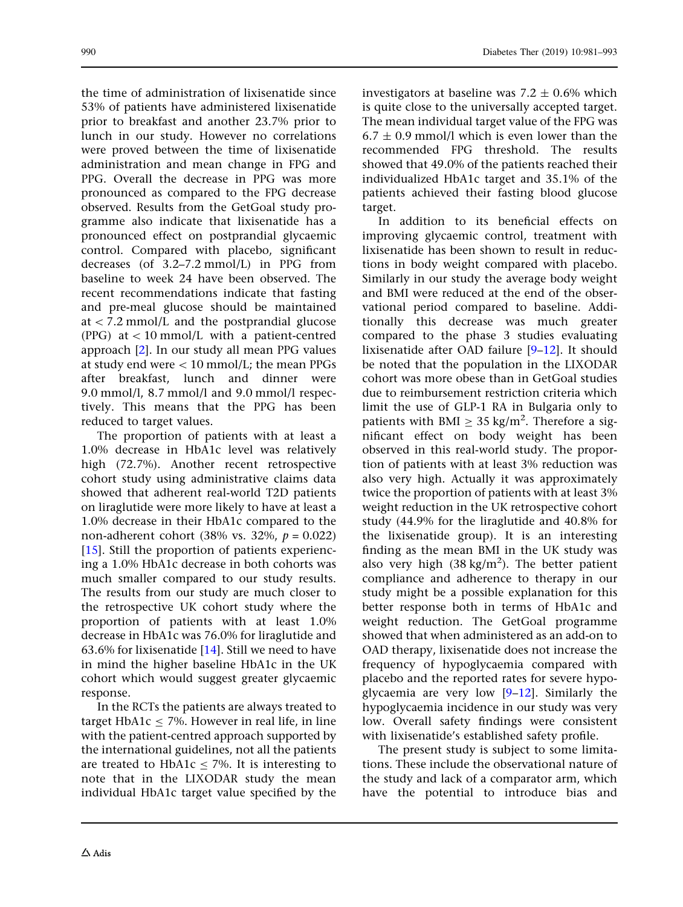the time of administration of lixisenatide since 53% of patients have administered lixisenatide prior to breakfast and another 23.7% prior to lunch in our study. However no correlations were proved between the time of lixisenatide administration and mean change in FPG and PPG. Overall the decrease in PPG was more pronounced as compared to the FPG decrease observed. Results from the GetGoal study programme also indicate that lixisenatide has a pronounced effect on postprandial glycaemic control. Compared with placebo, significant decreases (of 3.2–7.2 mmol/L) in PPG from baseline to week 24 have been observed. The recent recommendations indicate that fasting and pre-meal glucose should be maintained at < 7.2 mmol/L and the postprandial glucose (PPG) at < 10 mmol/L with a patient-centred approach [2]. In our study all mean PPG values at study end were < 10 mmol/L; the mean PPGs after breakfast, lunch and dinner were 9.0 mmol/l, 8.7 mmol/l and 9.0 mmol/l respectively. This means that the PPG has been reduced to target values.

The proportion of patients with at least a 1.0% decrease in HbA1c level was relatively high (72.7%). Another recent retrospective cohort study using administrative claims data showed that adherent real-world T2D patients on liraglutide were more likely to have at least a 1.0% decrease in their HbA1c compared to the non-adherent cohort (38% vs. 32%, $p = 0.022$) [15]. Still the proportion of patients experiencing a 1.0% HbA1c decrease in both cohorts was much smaller compared to our study results. The results from our study are much closer to the retrospective UK cohort study where the proportion of patients with at least 1.0% decrease in HbA1c was 76.0% for liraglutide and 63.6% for lixisenatide [14]. Still we need to have in mind the higher baseline HbA1c in the UK cohort which would suggest greater glycaemic response.

In the RCTs the patients are always treated to target HbA1c ≤ 7%. However in real life, in line with the patient-centred approach supported by the international guidelines, not all the patients are treated to HbA1c ≤ 7%. It is interesting to note that in the LIXODAR study the mean individual HbA1c target value specified by the investigators at baseline was 7.2 ± 0.6% which is quite close to the universally accepted target. The mean individual target value of the FPG was 6.7 ± 0.9 mmol/l which is even lower than the recommended FPG threshold. The results showed that 49.0% of the patients reached their individualized HbA1c target and 35.1% of the patients achieved their fasting blood glucose target.

In addition to its beneficial effects on improving glycaemic control, treatment with lixisenatide has been shown to result in reductions in body weight compared with placebo. Similarly in our study the average body weight and BMI were reduced at the end of the observational period compared to baseline. Additionally this decrease was much greater compared to the phase 3 studies evaluating lixisenatide after OAD failure [9–12]. It should be noted that the population in the LIXODAR cohort was more obese than in GetGoal studies due to reimbursement restriction criteria which limit the use of GLP-1 RA in Bulgaria only to patients with BMI ≥ 35 kg/m$^2$. Therefore a significant effect on body weight has been observed in this real-world study. The proportion of patients with at least 3% reduction was also very high. Actually it was approximately twice the proportion of patients with at least 3% weight reduction in the UK retrospective cohort study (44.9% for the liraglutide and 40.8% for the lixisenatide group). It is an interesting finding as the mean BMI in the UK study was also very high (38 kg/m$^2$). The better patient compliance and adherence to therapy in our study might be a possible explanation for this better response both in terms of HbA1c and weight reduction. The GetGoal programme showed that when administered as an add-on to OAD therapy, lixisenatide does not increase the frequency of hypoglycaemia compared with placebo and the reported rates for severe hypoglycaemia are very low [9–12]. Similarly the hypoglycaemia incidence in our study was very low. Overall safety findings were consistent with lixisenatide's established safety profile.

The present study is subject to some limitations. These include the observational nature of the study and lack of a comparator arm, which have the potential to introduce bias and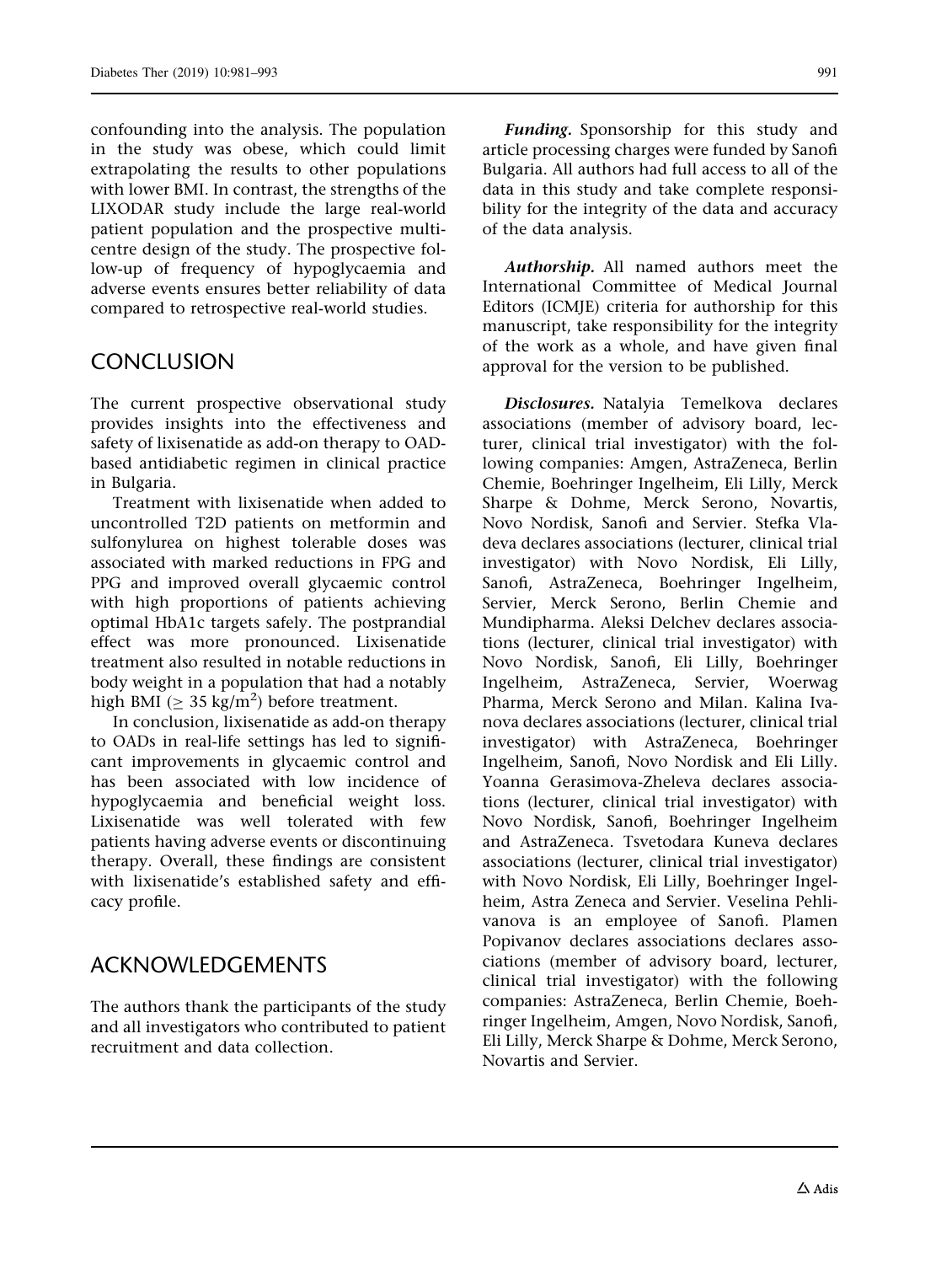confounding into the analysis. The population in the study was obese, which could limit extrapolating the results to other populations with lower BMI. In contrast, the strengths of the LIXODAR study include the large real-world patient population and the prospective multicentre design of the study. The prospective follow-up of frequency of hypoglycaemia and adverse events ensures better reliability of data compared to retrospective real-world studies.

## CONCLUSION

The current prospective observational study provides insights into the effectiveness and safety of lixisenatide as add-on therapy to OAD-based antidiabetic regimen in clinical practice in Bulgaria.

Treatment with lixisenatide when added to uncontrolled T2D patients on metformin and sulfonylurea on highest tolerable doses was associated with marked reductions in FPG and PPG and improved overall glycaemic control with high proportions of patients achieving optimal HbA1c targets safely. The postprandial effect was more pronounced. Lixisenatide treatment also resulted in notable reductions in body weight in a population that had a notably high BMI ($\geq$ 35 kg/m$^2$) before treatment.

In conclusion, lixisenatide as add-on therapy to OADs in real-life settings has led to significant improvements in glycaemic control and has been associated with low incidence of hypoglycaemia and beneficial weight loss. Lixisenatide was well tolerated with few patients having adverse events or discontinuing therapy. Overall, these findings are consistent with lixisenatide's established safety and efficacy profile.

## ACKNOWLEDGEMENTS

The authors thank the participants of the study and all investigators who contributed to patient recruitment and data collection.

***Funding.*** Sponsorship for this study and article processing charges were funded by Sanofi Bulgaria. All authors had full access to all of the data in this study and take complete responsibility for the integrity of the data and accuracy of the data analysis.

***Authorship.*** All named authors meet the International Committee of Medical Journal Editors (ICMJE) criteria for authorship for this manuscript, take responsibility for the integrity of the work as a whole, and have given final approval for the version to be published.

***Disclosures.*** Natalyia Temelkova declares associations (member of advisory board, lecturer, clinical trial investigator) with the following companies: Amgen, AstraZeneca, Berlin Chemie, Boehringer Ingelheim, Eli Lilly, Merck Sharpe & Dohme, Merck Serono, Novartis, Novo Nordisk, Sanofi and Servier. Stefka Vladeva declares associations (lecturer, clinical trial investigator) with Novo Nordisk, Eli Lilly, Sanofi, AstraZeneca, Boehringer Ingelheim, Servier, Merck Serono, Berlin Chemie and Mundipharma. Aleksi Delchev declares associations (lecturer, clinical trial investigator) with Novo Nordisk, Sanofi, Eli Lilly, Boehringer Ingelheim, AstraZeneca, Servier, Woerwag Pharma, Merck Serono and Milan. Kalina Ivanova declares associations (lecturer, clinical trial investigator) with AstraZeneca, Boehringer Ingelheim, Sanofi, Novo Nordisk and Eli Lilly. Yoanna Gerasimova-Zheleva declares associations (lecturer, clinical trial investigator) with Novo Nordisk, Sanofi, Boehringer Ingelheim and AstraZeneca. Tsvetodara Kuneva declares associations (lecturer, clinical trial investigator) with Novo Nordisk, Eli Lilly, Boehringer Ingelheim, Astra Zeneca and Servier. Veselina Pehlivanova is an employee of Sanofi. Plamen Popivanov declares associations declares associations (member of advisory board, lecturer, clinical trial investigator) with the following companies: AstraZeneca, Berlin Chemie, Boehringer Ingelheim, Amgen, Novo Nordisk, Sanofi, Eli Lilly, Merck Sharpe & Dohme, Merck Serono, Novartis and Servier.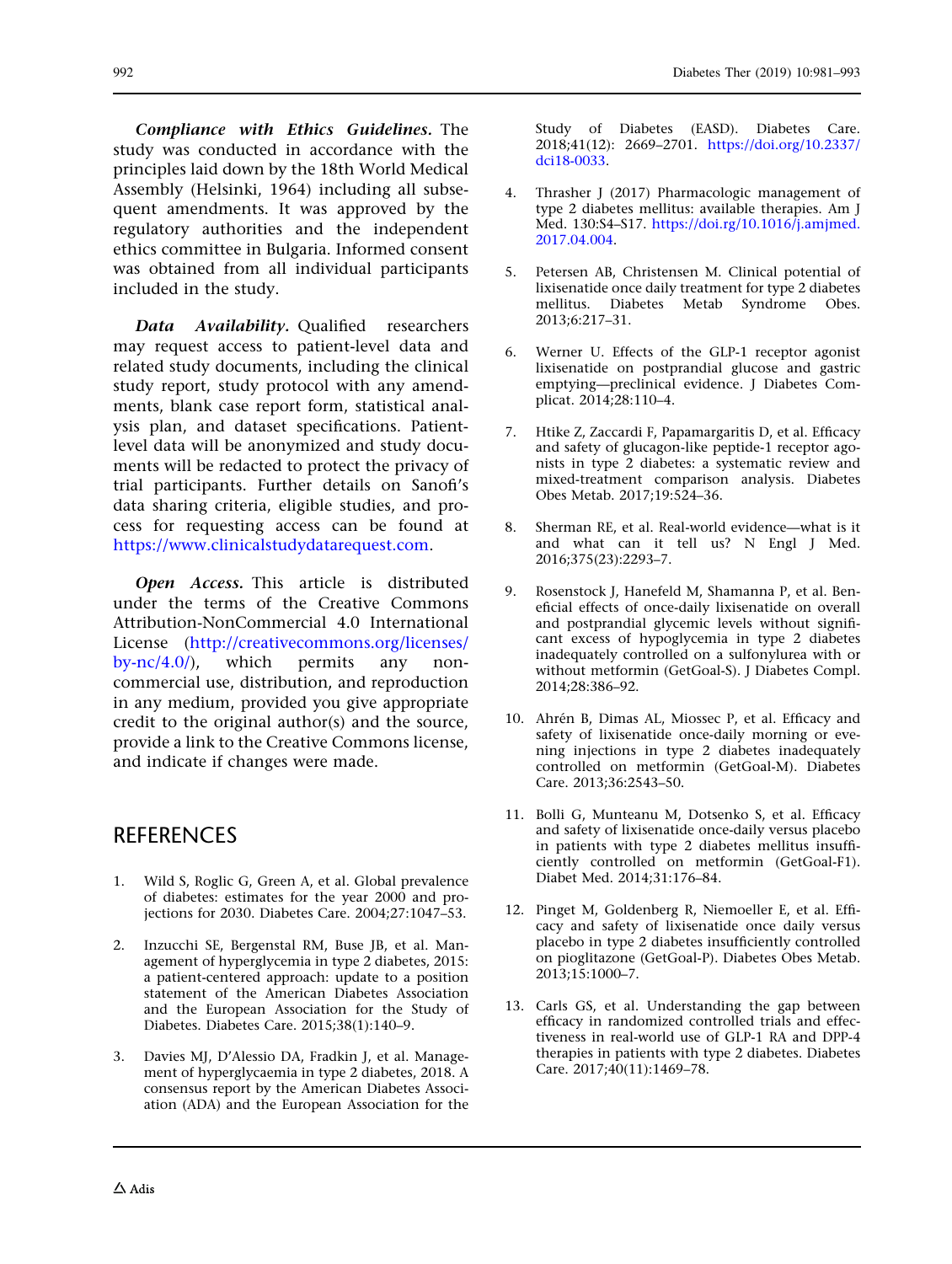***Compliance with Ethics Guidelines.*** The study was conducted in accordance with the principles laid down by the 18th World Medical Assembly (Helsinki, 1964) including all subsequent amendments. It was approved by the regulatory authorities and the independent ethics committee in Bulgaria. Informed consent was obtained from all individual participants included in the study.

***Data Availability.*** Qualified researchers may request access to patient-level data and related study documents, including the clinical study report, study protocol with any amendments, blank case report form, statistical analysis plan, and dataset specifications. Patient-level data will be anonymized and study documents will be redacted to protect the privacy of trial participants. Further details on Sanofi's data sharing criteria, eligible studies, and process for requesting access can be found at https://www.clinicalstudydatarequest.com.

***Open Access.*** This article is distributed under the terms of the Creative Commons Attribution-NonCommercial 4.0 International License (http://creativecommons.org/licenses/by-nc/4.0/), which permits any noncommercial use, distribution, and reproduction in any medium, provided you give appropriate credit to the original author(s) and the source, provide a link to the Creative Commons license, and indicate if changes were made.

## REFERENCES

1. Wild S, Roglic G, Green A, et al. Global prevalence of diabetes: estimates for the year 2000 and projections for 2030. Diabetes Care. 2004;27:1047–53.
2. Inzucchi SE, Bergenstal RM, Buse JB, et al. Management of hyperglycemia in type 2 diabetes, 2015: a patient-centered approach: update to a position statement of the American Diabetes Association and the European Association for the Study of Diabetes. Diabetes Care. 2015;38(1):140–9.
3. Davies MJ, D'Alessio DA, Fradkin J, et al. Management of hyperglycaemia in type 2 diabetes, 2018. A consensus report by the American Diabetes Association (ADA) and the European Association for the Study of Diabetes (EASD). Diabetes Care. 2018;41(12): 2669–2701. https://doi.org/10.2337/dci18-0033.
4. Thrasher J (2017) Pharmacologic management of type 2 diabetes mellitus: available therapies. Am J Med. 130:S4–S17. https://doi.rg/10.1016/j.amjmed.2017.04.004.
5. Petersen AB, Christensen M. Clinical potential of lixisenatide once daily treatment for type 2 diabetes mellitus. Diabetes Metab Syndrome Obes. 2013;6:217–31.
6. Werner U. Effects of the GLP-1 receptor agonist lixisenatide on postprandial glucose and gastric emptying—preclinical evidence. J Diabetes Complicat. 2014;28:110–4.
7. Htike Z, Zaccardi F, Papamargaritis D, et al. Efficacy and safety of glucagon-like peptide-1 receptor agonists in type 2 diabetes: a systematic review and mixed-treatment comparison analysis. Diabetes Obes Metab. 2017;19:524–36.
8. Sherman RE, et al. Real-world evidence—what is it and what can it tell us? N Engl J Med. 2016;375(23):2293–7.
9. Rosenstock J, Hanefeld M, Shamanna P, et al. Beneficial effects of once-daily lixisenatide on overall and postprandial glycemic levels without significant excess of hypoglycemia in type 2 diabetes inadequately controlled on a sulfonylurea with or without metformin (GetGoal-S). J Diabetes Compl. 2014;28:386–92.
10. Ahrén B, Dimas AL, Miossec P, et al. Efficacy and safety of lixisenatide once-daily morning or evening injections in type 2 diabetes inadequately controlled on metformin (GetGoal-M). Diabetes Care. 2013;36:2543–50.
11. Bolli G, Munteanu M, Dotsenko S, et al. Efficacy and safety of lixisenatide once-daily versus placebo in patients with type 2 diabetes mellitus insufficiently controlled on metformin (GetGoal-F1). Diabet Med. 2014;31:176–84.
12. Pinget M, Goldenberg R, Niemoeller E, et al. Efficacy and safety of lixisenatide once daily versus placebo in type 2 diabetes insufficiently controlled on pioglitazone (GetGoal-P). Diabetes Obes Metab. 2013;15:1000–7.
13. Carls GS, et al. Understanding the gap between efficacy in randomized controlled trials and effectiveness in real-world use of GLP-1 RA and DPP-4 therapies in patients with type 2 diabetes. Diabetes Care. 2017;40(11):1469–78.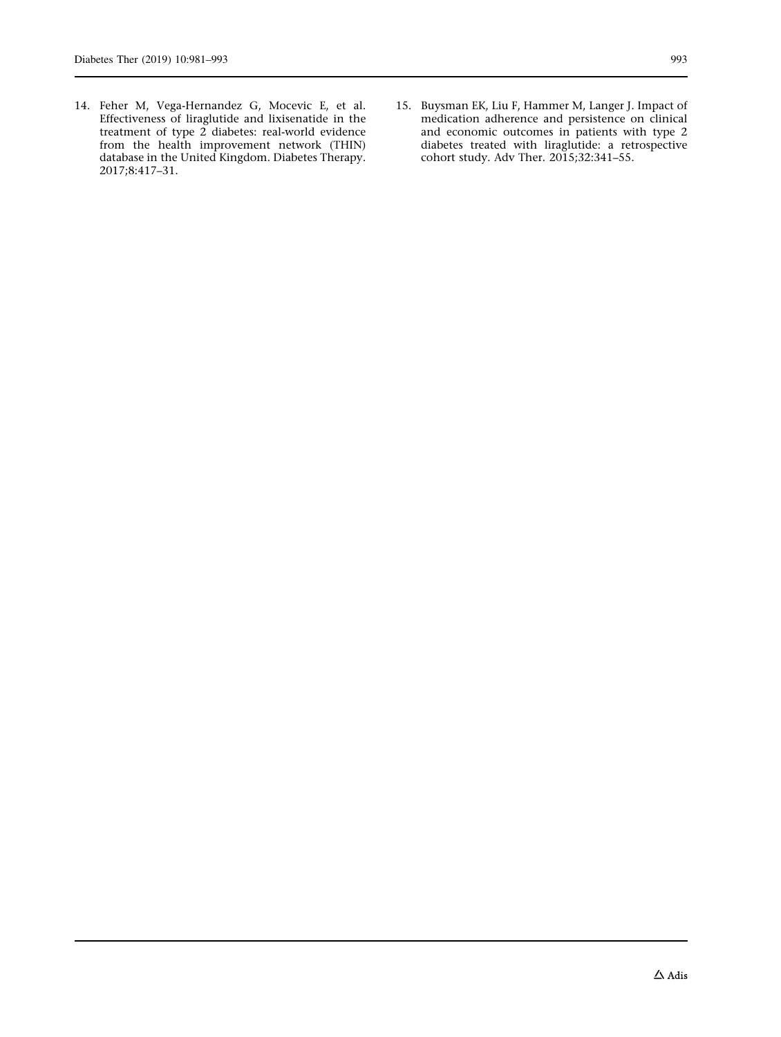14. Feher M, Vega-Hernandez G, Mocevic E, et al. Effectiveness of liraglutide and lixisenatide in the treatment of type 2 diabetes: real-world evidence from the health improvement network (THIN) database in the United Kingdom. Diabetes Therapy. 2017;8:417–31.

15. Buysman EK, Liu F, Hammer M, Langer J. Impact of medication adherence and persistence on clinical and economic outcomes in patients with type 2 diabetes treated with liraglutide: a retrospective cohort study. Adv Ther. 2015;32:341–55.